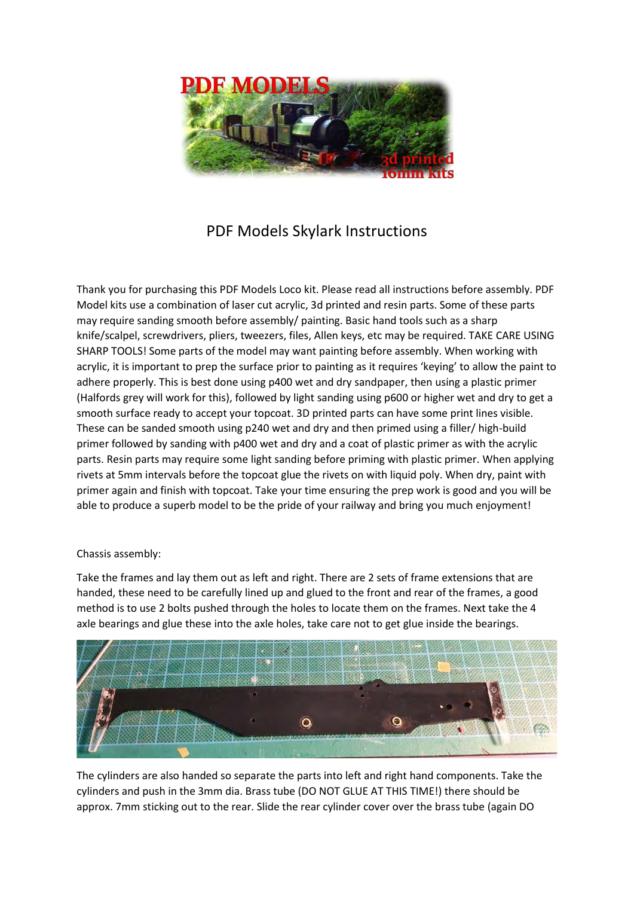# PDF Models Skylark Instructions

Thank you for purchasing this PDF Models Loco kit. Please read all instructions before assembly. PDF Model kits use a combination of laser cut acrylic, 3d printed and resin parts. Some of these parts may require sanding smooth before assembly/ painting. Basic hand tools such as a sharp knife/scalpel, screwdrivers, pliers, tweezers, files, Allen keys, etc may be required. TAKE CARE USING SHARP TOOLS! Some parts of the model may want painting before assembly. When working with acrylic, it is important to prep the surface prior to painting as it requires 'keying' to allow the paint to adhere properly. This is best done using p400 wet and dry sandpaper, then using a plastic primer (Halfords grey will work for this), followed by light sanding using p600 or higher wet and dry to get a smooth surface ready to accept your topcoat. 3D printed parts can have some print lines visible. These can be sanded smooth using p240 wet and dry and then primed using a filler/ high-build primer followed by sanding with p400 wet and dry and a coat of plastic primer as with the acrylic parts. Resin parts may require some light sanding before priming with plastic primer. When applying rivets at 5mm intervals before the topcoat glue the rivets on with liquid poly. When dry, paint with primer again and finish with topcoat. Take your time ensuring the prep work is good and you will be able to produce a superb model to be the pride of your railway and bring you much enjoyment!

Chassis assembly:

Take the frames and lay them out as left and right. There are 2 sets of frame extensions that are handed, these need to be carefully lined up and glued to the front and rear of the frames, a good method is to use 2 bolts pushed through the holes to locate them on the frames. Next take the 4 axle bearings and glue these into the axle holes, take care not to get glue inside the bearings.

The cylinders are also handed so separate the parts into left and right hand components. Take the cylinders and push in the 3mm dia. Brass tube (DO NOT GLUE AT THIS TIME!) there should be approx. 7mm sticking out to the rear. Slide the rear cylinder cover over the brass tube (again DO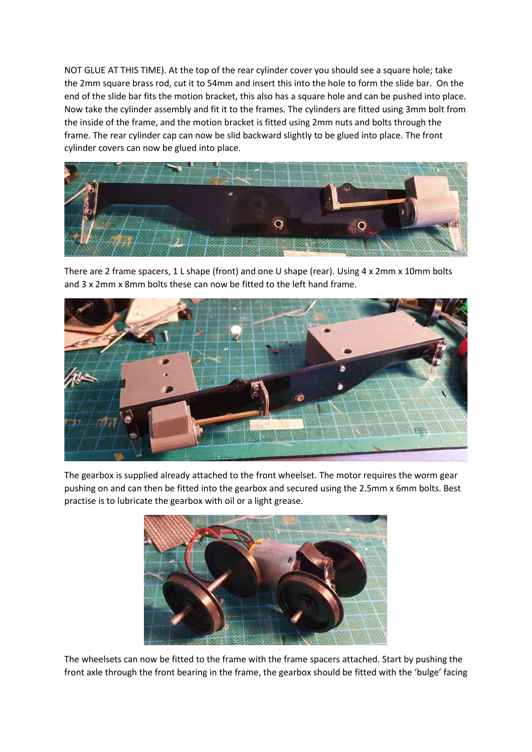NOT GLUE AT THIS TIME). At the top of the rear cylinder cover you should see a square hole; take the 2mm square brass rod, cut it to 54mm and insert this into the hole to form the slide bar. On the end of the slide bar fits the motion bracket, this also has a square hole and can be pushed into place. Now take the cylinder assembly and fit it to the frames. The cylinders are fitted using 3mm bolt from the inside of the frame, and the motion bracket is fitted using 2mm nuts and bolts through the frame. The rear cylinder cap can now be slid backward slightly to be glued into place. The front cylinder covers can now be glued into place.

There are 2 frame spacers, 1 L shape (front) and one U shape (rear). Using 4 x 2mm x 10mm bolts and 3 x 2mm x 8mm bolts these can now be fitted to the left hand frame.

The gearbox is supplied already attached to the front wheelset. The motor requires the worm gear pushing on and can then be fitted into the gearbox and secured using the 2.5mm x 6mm bolts. Best practise is to lubricate the gearbox with oil or a light grease.

The wheelsets can now be fitted to the frame with the frame spacers attached. Start by pushing the front axle through the front bearing in the frame, the gearbox should be fitted with the 'bulge' facing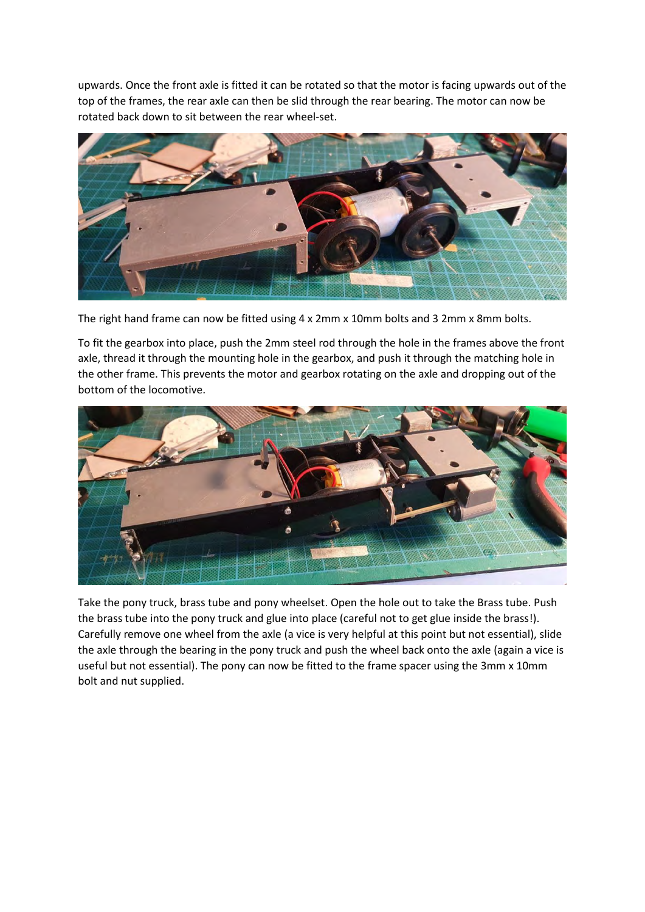upwards. Once the front axle is fitted it can be rotated so that the motor is facing upwards out of the top of the frames, the rear axle can then be slid through the rear bearing. The motor can now be rotated back down to sit between the rear wheel-set.

The right hand frame can now be fitted using 4 x 2mm x 10mm bolts and 3 2mm x 8mm bolts.

To fit the gearbox into place, push the 2mm steel rod through the hole in the frames above the front axle, thread it through the mounting hole in the gearbox, and push it through the matching hole in the other frame. This prevents the motor and gearbox rotating on the axle and dropping out of the bottom of the locomotive.

Take the pony truck, brass tube and pony wheelset. Open the hole out to take the Brass tube. Push the brass tube into the pony truck and glue into place (careful not to get glue inside the brass!). Carefully remove one wheel from the axle (a vice is very helpful at this point but not essential), slide the axle through the bearing in the pony truck and push the wheel back onto the axle (again a vice is useful but not essential). The pony can now be fitted to the frame spacer using the 3mm x 10mm bolt and nut supplied.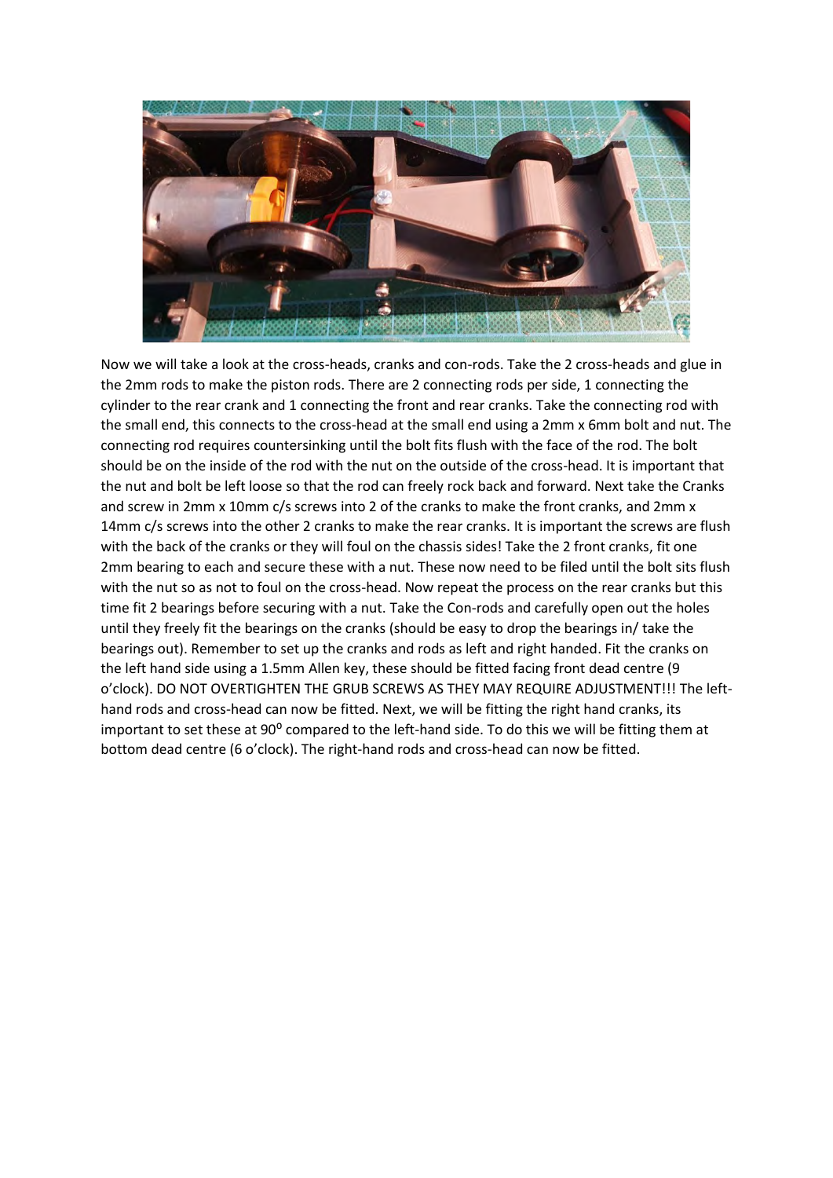Now we will take a look at the cross-heads, cranks and con-rods. Take the 2 cross-heads and glue in the 2mm rods to make the piston rods. There are 2 connecting rods per side, 1 connecting the cylinder to the rear crank and 1 connecting the front and rear cranks. Take the connecting rod with the small end, this connects to the cross-head at the small end using a 2mm x 6mm bolt and nut. The connecting rod requires countersinking until the bolt fits flush with the face of the rod. The bolt should be on the inside of the rod with the nut on the outside of the cross-head. It is important that the nut and bolt be left loose so that the rod can freely rock back and forward. Next take the Cranks and screw in 2mm x 10mm c/s screws into 2 of the cranks to make the front cranks, and 2mm x 14mm c/s screws into the other 2 cranks to make the rear cranks. It is important the screws are flush with the back of the cranks or they will foul on the chassis sides! Take the 2 front cranks, fit one 2mm bearing to each and secure these with a nut. These now need to be filed until the bolt sits flush with the nut so as not to foul on the cross-head. Now repeat the process on the rear cranks but this time fit 2 bearings before securing with a nut. Take the Con-rods and carefully open out the holes until they freely fit the bearings on the cranks (should be easy to drop the bearings in/ take the bearings out). Remember to set up the cranks and rods as left and right handed. Fit the cranks on the left hand side using a 1.5mm Allen key, these should be fitted facing front dead centre (9 o'clock). DO NOT OVERTIGHTEN THE GRUB SCREWS AS THEY MAY REQUIRE ADJUSTMENT!!! The left-hand rods and cross-head can now be fitted. Next, we will be fitting the right hand cranks, its important to set these at 90$^{o}$ compared to the left-hand side. To do this we will be fitting them at bottom dead centre (6 o'clock). The right-hand rods and cross-head can now be fitted.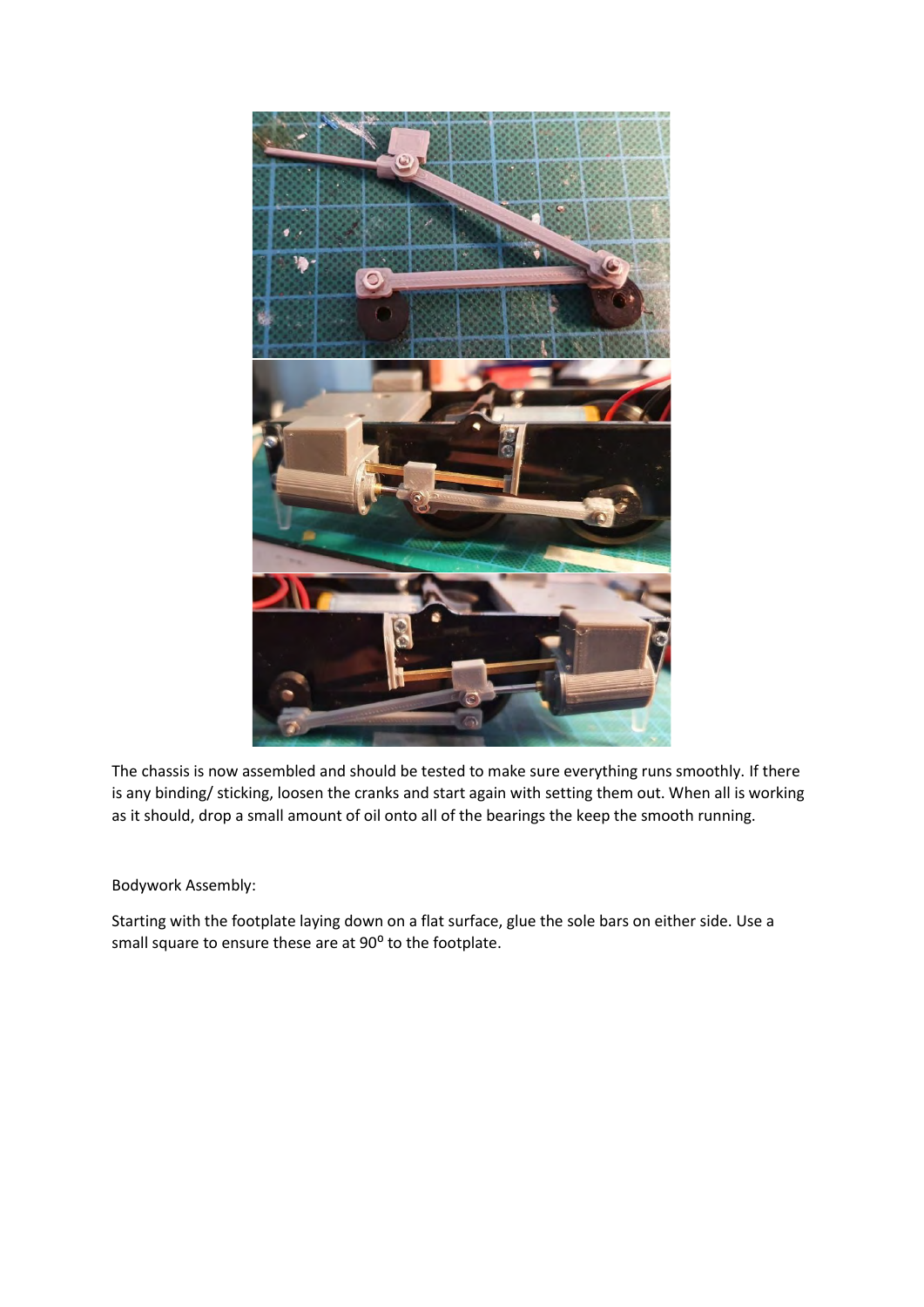The chassis is now assembled and should be tested to make sure everything runs smoothly. If there is any binding/ sticking, loosen the cranks and start again with setting them out. When all is working as it should, drop a small amount of oil onto all of the bearings the keep the smooth running.

Bodywork Assembly:

Starting with the footplate laying down on a flat surface, glue the sole bars on either side. Use a small square to ensure these are at 90$^{0}$ to the footplate.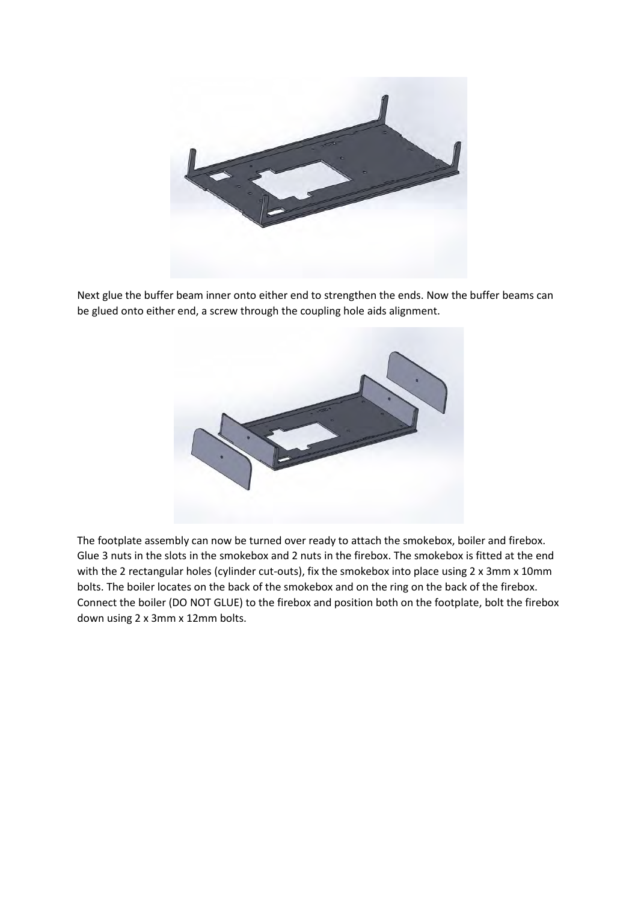Next glue the buffer beam inner onto either end to strengthen the ends. Now the buffer beams can be glued onto either end, a screw through the coupling hole aids alignment.

The footplate assembly can now be turned over ready to attach the smokebox, boiler and firebox. Glue 3 nuts in the slots in the smokebox and 2 nuts in the firebox. The smokebox is fitted at the end with the 2 rectangular holes (cylinder cut-outs), fix the smokebox into place using 2 x 3mm x 10mm bolts. The boiler locates on the back of the smokebox and on the ring on the back of the firebox. Connect the boiler (DO NOT GLUE) to the firebox and position both on the footplate, bolt the firebox down using 2 x 3mm x 12mm bolts.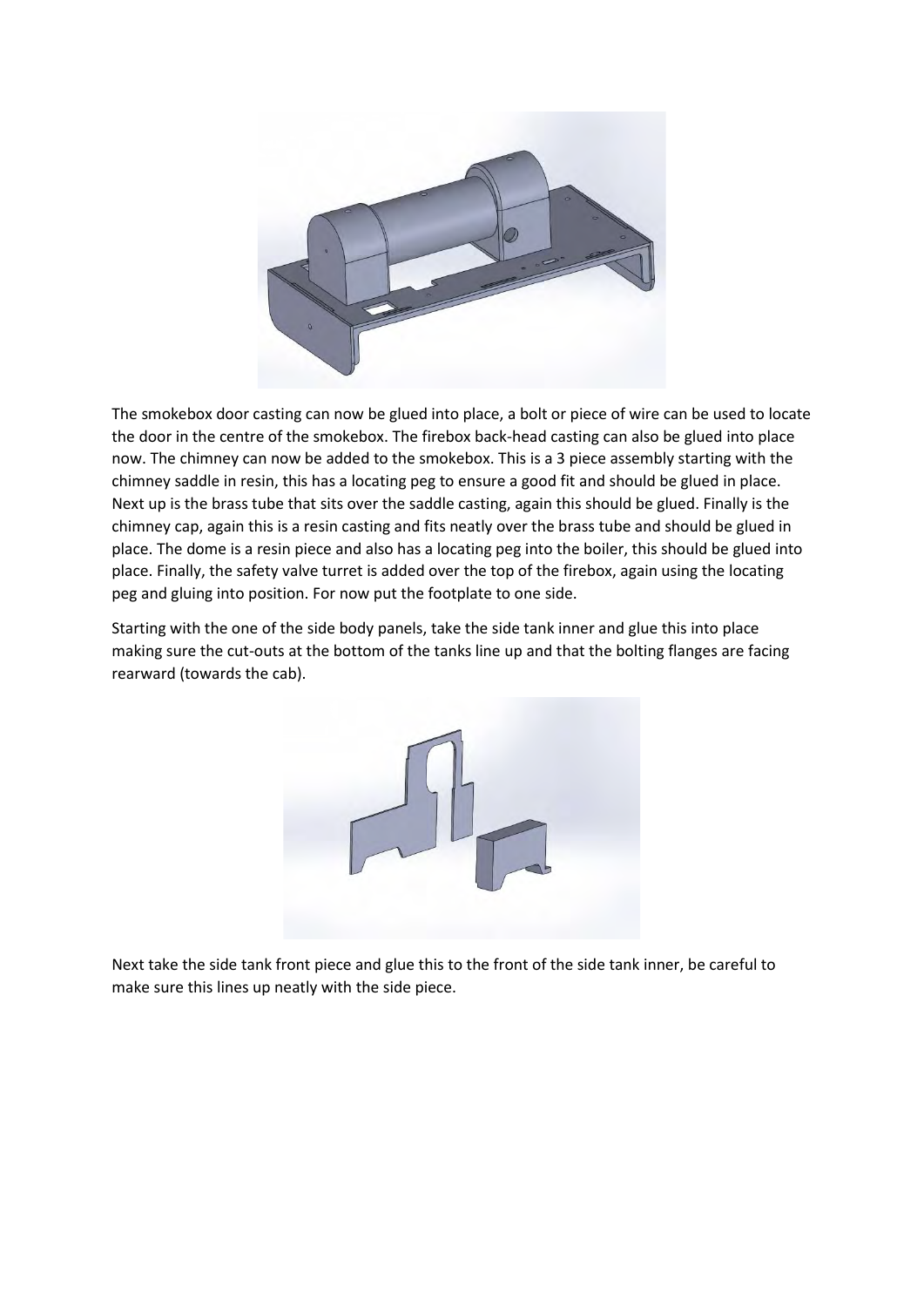The smokebox door casting can now be glued into place, a bolt or piece of wire can be used to locate the door in the centre of the smokebox. The firebox back-head casting can also be glued into place now. The chimney can now be added to the smokebox. This is a 3 piece assembly starting with the chimney saddle in resin, this has a locating peg to ensure a good fit and should be glued in place. Next up is the brass tube that sits over the saddle casting, again this should be glued. Finally is the chimney cap, again this is a resin casting and fits neatly over the brass tube and should be glued in place. The dome is a resin piece and also has a locating peg into the boiler, this should be glued into place. Finally, the safety valve turret is added over the top of the firebox, again using the locating peg and gluing into position. For now put the footplate to one side.

Starting with the one of the side body panels, take the side tank inner and glue this into place making sure the cut-outs at the bottom of the tanks line up and that the bolting flanges are facing rearward (towards the cab).

Next take the side tank front piece and glue this to the front of the side tank inner, be careful to make sure this lines up neatly with the side piece.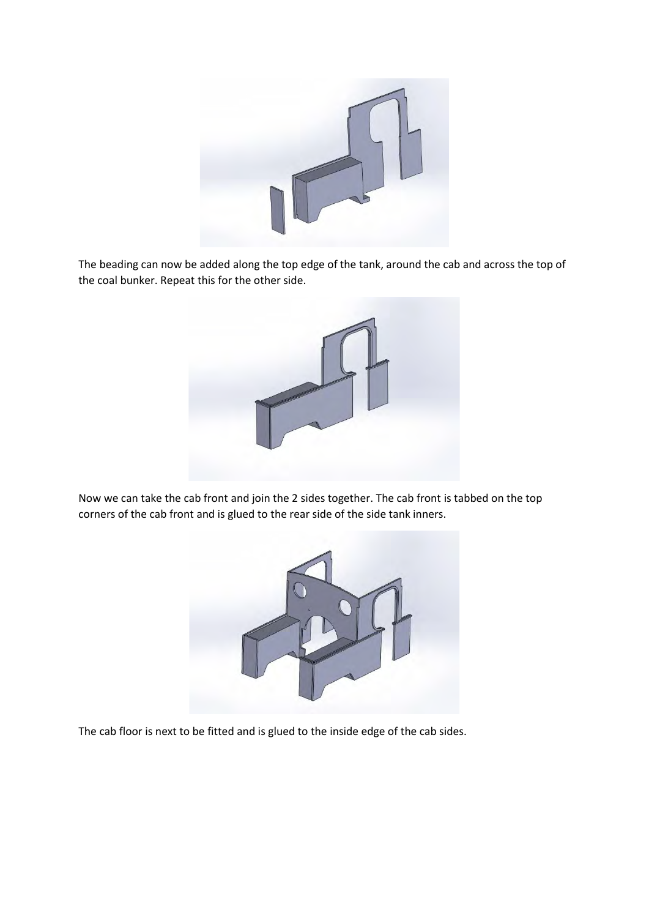The beading can now be added along the top edge of the tank, around the cab and across the top of the coal bunker. Repeat this for the other side.

Now we can take the cab front and join the 2 sides together. The cab front is tabbed on the top corners of the cab front and is glued to the rear side of the side tank inners.

The cab floor is next to be fitted and is glued to the inside edge of the cab sides.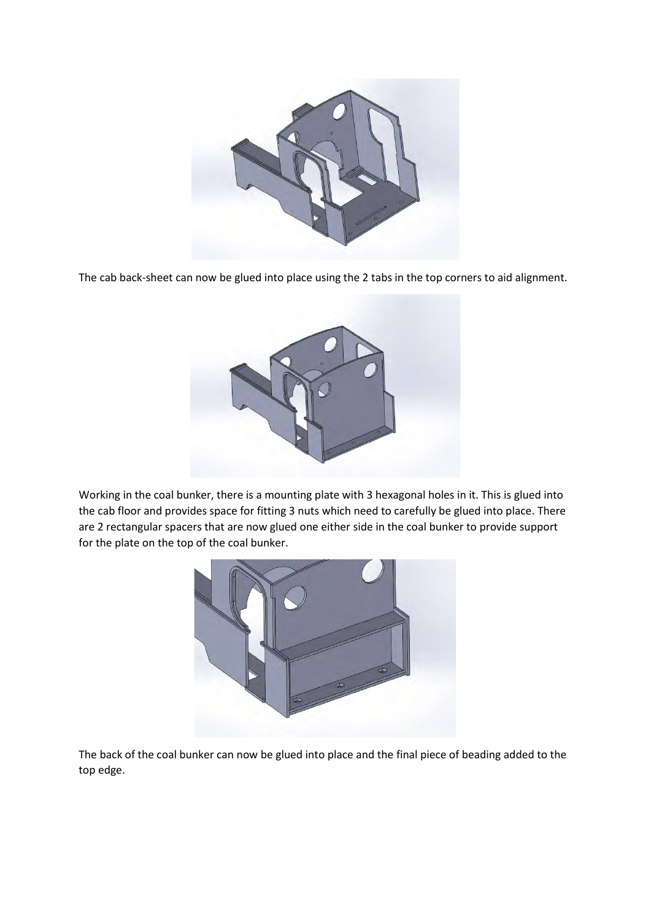The cab back-sheet can now be glued into place using the 2 tabs in the top corners to aid alignment.

Working in the coal bunker, there is a mounting plate with 3 hexagonal holes in it. This is glued into the cab floor and provides space for fitting 3 nuts which need to carefully be glued into place. There are 2 rectangular spacers that are now glued one either side in the coal bunker to provide support for the plate on the top of the coal bunker.

The back of the coal bunker can now be glued into place and the final piece of beading added to the top edge.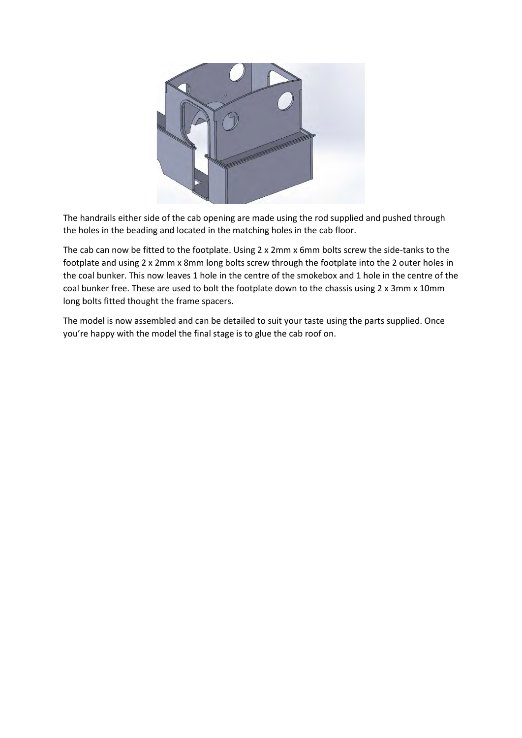The handrails either side of the cab opening are made using the rod supplied and pushed through the holes in the beading and located in the matching holes in the cab floor.

The cab can now be fitted to the footplate. Using 2 x 2mm x 6mm bolts screw the side-tanks to the footplate and using 2 x 2mm x 8mm long bolts screw through the footplate into the 2 outer holes in the coal bunker. This now leaves 1 hole in the centre of the smokebox and 1 hole in the centre of the coal bunker free. These are used to bolt the footplate down to the chassis using 2 x 3mm x 10mm long bolts fitted thought the frame spacers.

The model is now assembled and can be detailed to suit your taste using the parts supplied. Once you're happy with the model the final stage is to glue the cab roof on.